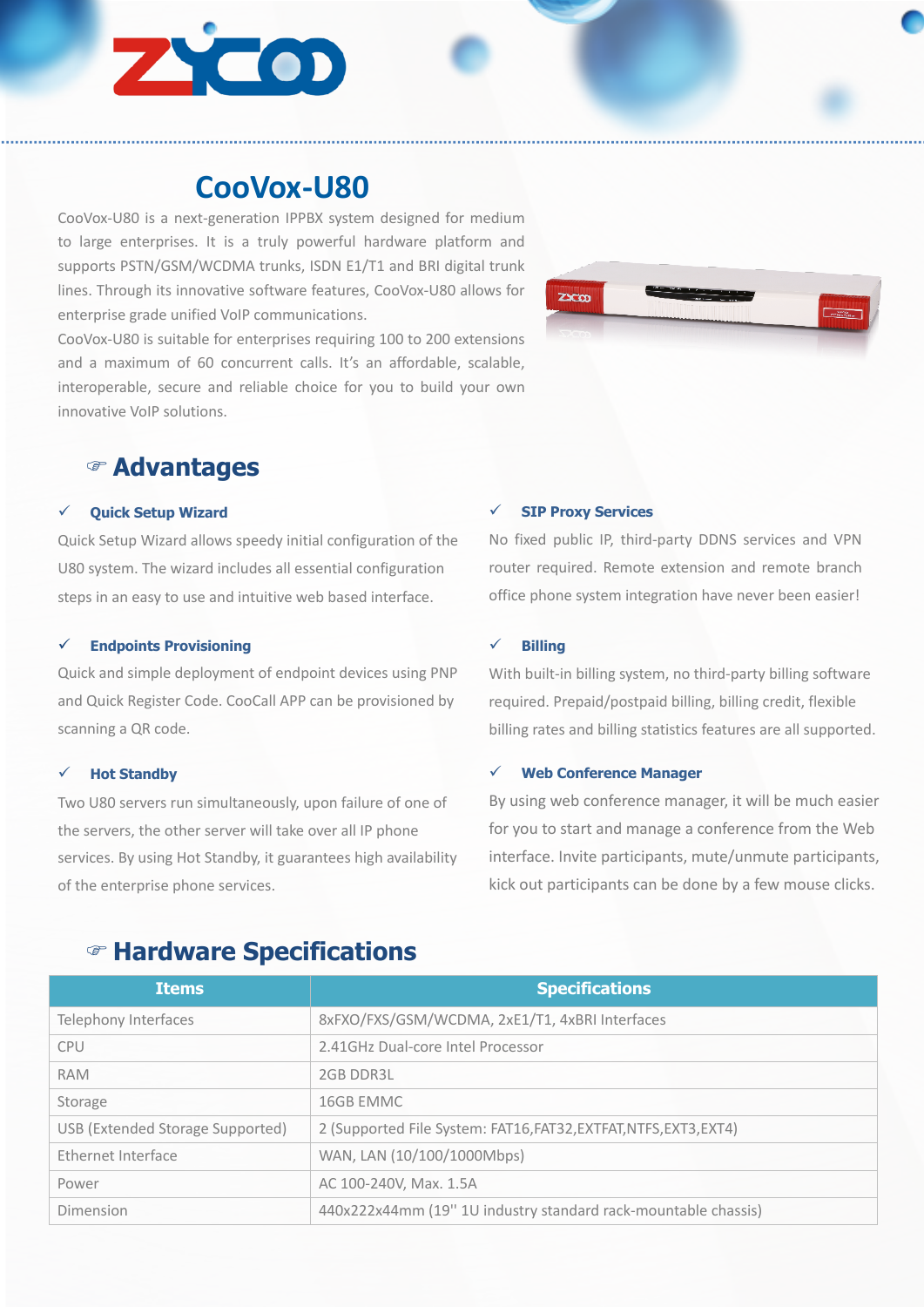# CooVox-U80

CooVox-U80 is a next-generation IPPBX system designed for medium to large enterprises. It is a truly powerful hardware platform and supports PSTN/GSM/WCDMA trunks, ISDN E1/T1 and BRI digital trunk lines. Through its innovative software features, CooVox-U80 allows for enterprise grade unified VoIP communications.

CooVox-U80 is suitable for enterprises requiring 100 to 200 extensions and a maximum of 60 concurrent calls. It's an affordable, scalable, interoperable, secure and reliable choice for you to build your own innovative VoIP solutions.

## Advantages

### ✓ Quick Setup Wizard

Quick Setup Wizard allows speedy initial configuration of the U80 system. The wizard includes all essential configuration steps in an easy to use and intuitive web based interface.

### ✓ Endpoints Provisioning

Quick and simple deployment of endpoint devices using PNP and Quick Register Code. CooCall APP can be provisioned by scanning a QR code.

### ✓ Hot Standby

Two U80 servers run simultaneously, upon failure of one of the servers, the other server will take over all IP phone services. By using Hot Standby, it guarantees high availability of the enterprise phone services.

### ✓ SIP Proxy Services

No fixed public IP, third-party DDNS services and VPN router required. Remote extension and remote branch office phone system integration have never been easier!

### ✓ Billing

With built-in billing system, no third-party billing software required. Prepaid/postpaid billing, billing credit, flexible billing rates and billing statistics features are all supported.

### ✓ Web Conference Manager

By using web conference manager, it will be much easier for you to start and manage a conference from the Web interface. Invite participants, mute/unmute participants, kick out participants can be done by a few mouse clicks.

## Hardware Specifications

| Items | Specifications |
|---|---|
| Telephony Interfaces | 8xFXO/FXS/GSM/WCDMA, 2xE1/T1, 4xBRI Interfaces |
| CPU | 2.41GHz Dual-core Intel Processor |
| RAM | 2GB DDR3L |
| Storage | 16GB EMMC |
| USB (Extended Storage Supported) | 2 (Supported File System: FAT16,FAT32,EXTFAT,NTFS,EXT3,EXT4) |
| Ethernet Interface | WAN, LAN (10/100/1000Mbps) |
| Power | AC 100-240V, Max. 1.5A |
| Dimension | 440x222x44mm (19'' 1U industry standard rack-mountable chassis) |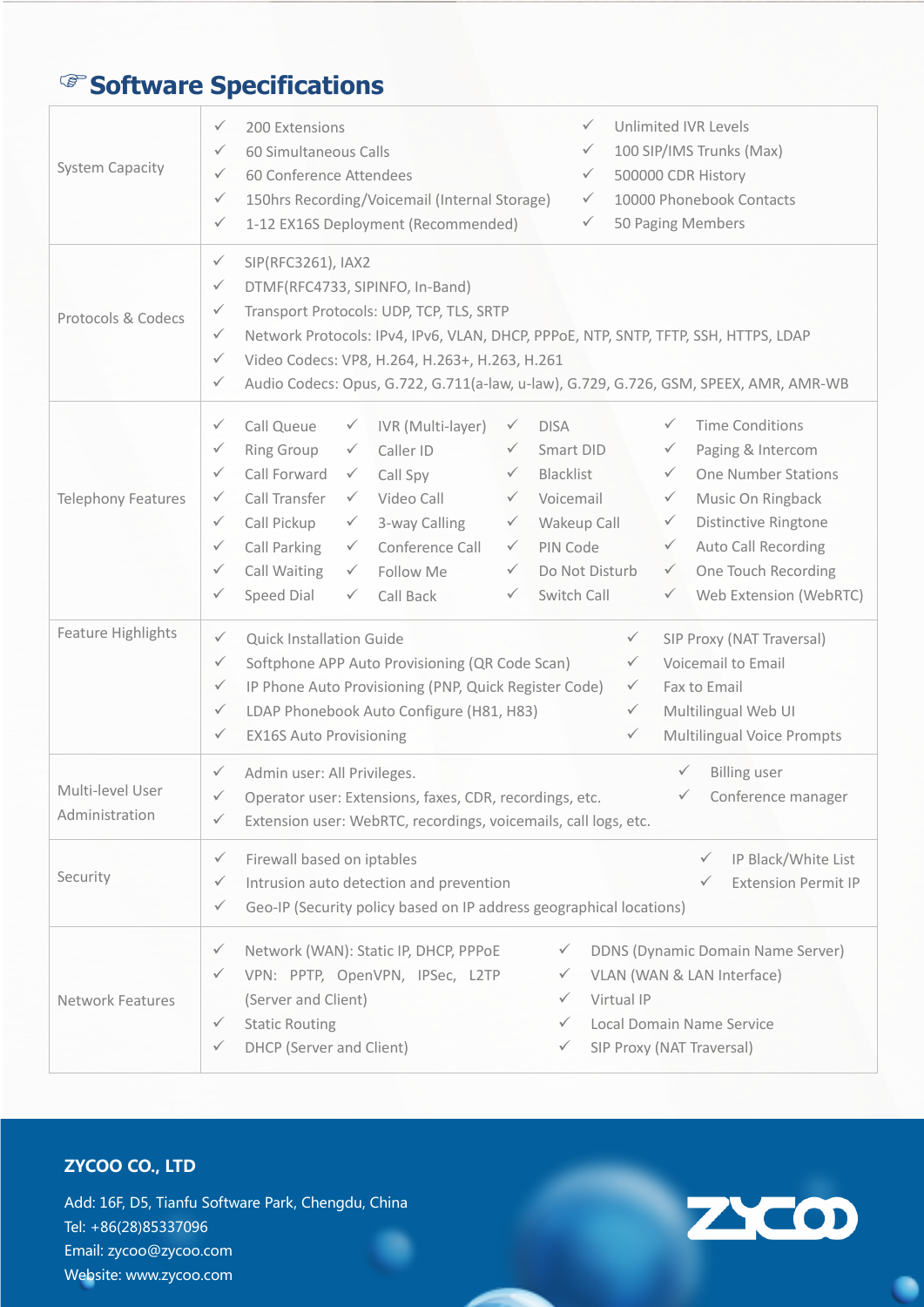## Software Specifications

| | |
|---|---|
| System Capacity | ✓ 200 Extensions<br>✓ 60 Simultaneous Calls<br>✓ 60 Conference Attendees<br>✓ 150hrs Recording/Voicemail (Internal Storage)<br>✓ 1-12 EX16S Deployment (Recommended)<br>✓ Unlimited IVR Levels<br>✓ 100 SIP/IMS Trunks (Max)<br>✓ 500000 CDR History<br>✓ 10000 Phonebook Contacts<br>✓ 50 Paging Members |
| Protocols & Codecs | ✓ SIP(RFC3261), IAX2<br>✓ DTMF(RFC4733, SIPINFO, In-Band)<br>✓ Transport Protocols: UDP, TCP, TLS, SRTP<br>✓ Network Protocols: IPv4, IPv6, VLAN, DHCP, PPPoE, NTP, SNTP, TFTP, SSH, HTTPS, LDAP<br>✓ Video Codecs: VP8, H.264, H.263+, H.263, H.261<br>✓ Audio Codecs: Opus, G.722, G.711(a-law, u-law), G.729, G.726, GSM, SPEEX, AMR, AMR-WB |
| Telephony Features | ✓ Call Queue<br>✓ Ring Group<br>✓ Call Forward<br>✓ Call Transfer<br>✓ Call Pickup<br>✓ Call Parking<br>✓ Call Waiting<br>✓ Speed Dial<br>✓ IVR (Multi-layer)<br>✓ Caller ID<br>✓ Call Spy<br>✓ Video Call<br>✓ 3-way Calling<br>✓ Conference Call<br>✓ Follow Me<br>✓ Call Back<br>✓ DISA<br>✓ Smart DID<br>✓ Blacklist<br>✓ Voicemail<br>✓ Wakeup Call<br>✓ PIN Code<br>✓ Do Not Disturb<br>✓ Switch Call<br>✓ Time Conditions<br>✓ Paging & Intercom<br>✓ One Number Stations<br>✓ Music On Ringback<br>✓ Distinctive Ringtone<br>✓ Auto Call Recording<br>✓ One Touch Recording<br>✓ Web Extension (WebRTC) |
| Feature Highlights | ✓ Quick Installation Guide<br>✓ Softphone APP Auto Provisioning (QR Code Scan)<br>✓ IP Phone Auto Provisioning (PNP, Quick Register Code)<br>✓ LDAP Phonebook Auto Configure (H81, H83)<br>✓ EX16S Auto Provisioning<br>✓ SIP Proxy (NAT Traversal)<br>✓ Voicemail to Email<br>✓ Fax to Email<br>✓ Multilingual Web UI<br>✓ Multilingual Voice Prompts |
| Multi-level User Administration | ✓ Admin user: All Privileges.<br>✓ Operator user: Extensions, faxes, CDR, recordings, etc.<br>✓ Extension user: WebRTC, recordings, voicemails, call logs, etc.<br>✓ Billing user<br>✓ Conference manager |
| Security | ✓ Firewall based on iptables<br>✓ Intrusion auto detection and prevention<br>✓ Geo-IP (Security policy based on IP address geographical locations)<br>✓ IP Black/White List<br>✓ Extension Permit IP |
| Network Features | ✓ Network (WAN): Static IP, DHCP, PPPoE<br>✓ VPN: PPTP, OpenVPN, IPSec, L2TP (Server and Client)<br>✓ Static Routing<br>✓ DHCP (Server and Client)<br>✓ DDNS (Dynamic Domain Name Server)<br>✓ VLAN (WAN & LAN Interface)<br>✓ Virtual IP<br>✓ Local Domain Name Service<br>✓ SIP Proxy (NAT Traversal) |

**ZYCOO CO., LTD**

Add: 16F, D5, Tianfu Software Park, Chengdu, China
Tel: +86(28)85337096
Email: zycoo@zycoo.com
Website: www.zycoo.com